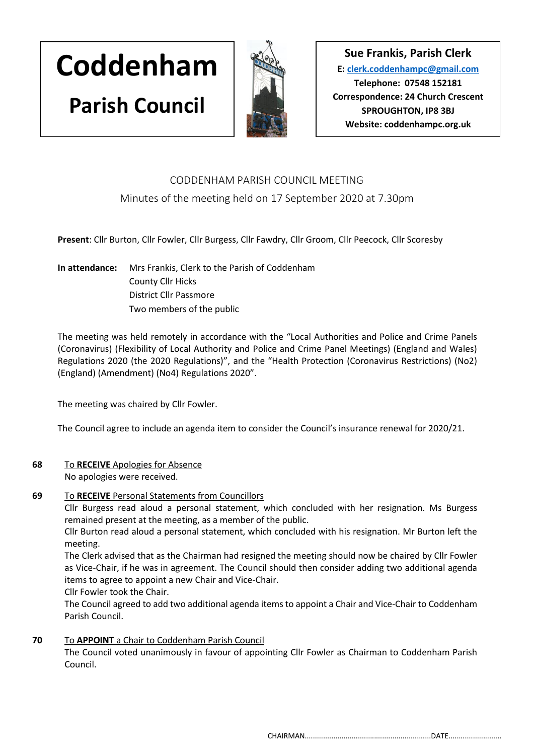# Coddenham

## Parish Council

**Sue Frankis, Parish Clerk**
**E: clerk.coddenhampc@gmail.com**
**Telephone: 07548 152181**
**Correspondence: 24 Church Crescent**
**SPROUGHTON, IP8 3BJ**
**Website: coddenhampc.org.uk**

CODDENHAM PARISH COUNCIL MEETING

Minutes of the meeting held on 17 September 2020 at 7.30pm

**Present**: Cllr Burton, Cllr Fowler, Cllr Burgess, Cllr Fawdry, Cllr Groom, Cllr Peecock, Cllr Scoresby

**In attendance:** Mrs Frankis, Clerk to the Parish of Coddenham
County Cllr Hicks
District Cllr Passmore
Two members of the public

The meeting was held remotely in accordance with the "Local Authorities and Police and Crime Panels (Coronavirus) (Flexibility of Local Authority and Police and Crime Panel Meetings) (England and Wales) Regulations 2020 (the 2020 Regulations)", and the "Health Protection (Coronavirus Restrictions) (No2) (England) (Amendment) (No4) Regulations 2020".

The meeting was chaired by Cllr Fowler.

The Council agree to include an agenda item to consider the Council's insurance renewal for 2020/21.

**68** To **RECEIVE** Apologies for Absence

No apologies were received.

**69** To **RECEIVE** Personal Statements from Councillors

Cllr Burgess read aloud a personal statement, which concluded with her resignation. Ms Burgess remained present at the meeting, as a member of the public.

Cllr Burton read aloud a personal statement, which concluded with his resignation. Mr Burton left the meeting.

The Clerk advised that as the Chairman had resigned the meeting should now be chaired by Cllr Fowler as Vice-Chair, if he was in agreement. The Council should then consider adding two additional agenda items to agree to appoint a new Chair and Vice-Chair.

Cllr Fowler took the Chair.

The Council agreed to add two additional agenda items to appoint a Chair and Vice-Chair to Coddenham Parish Council.

**70** To **APPOINT** a Chair to Coddenham Parish Council

The Council voted unanimously in favour of appointing Cllr Fowler as Chairman to Coddenham Parish Council.

CHAIRMAN..............................................................DATE..........................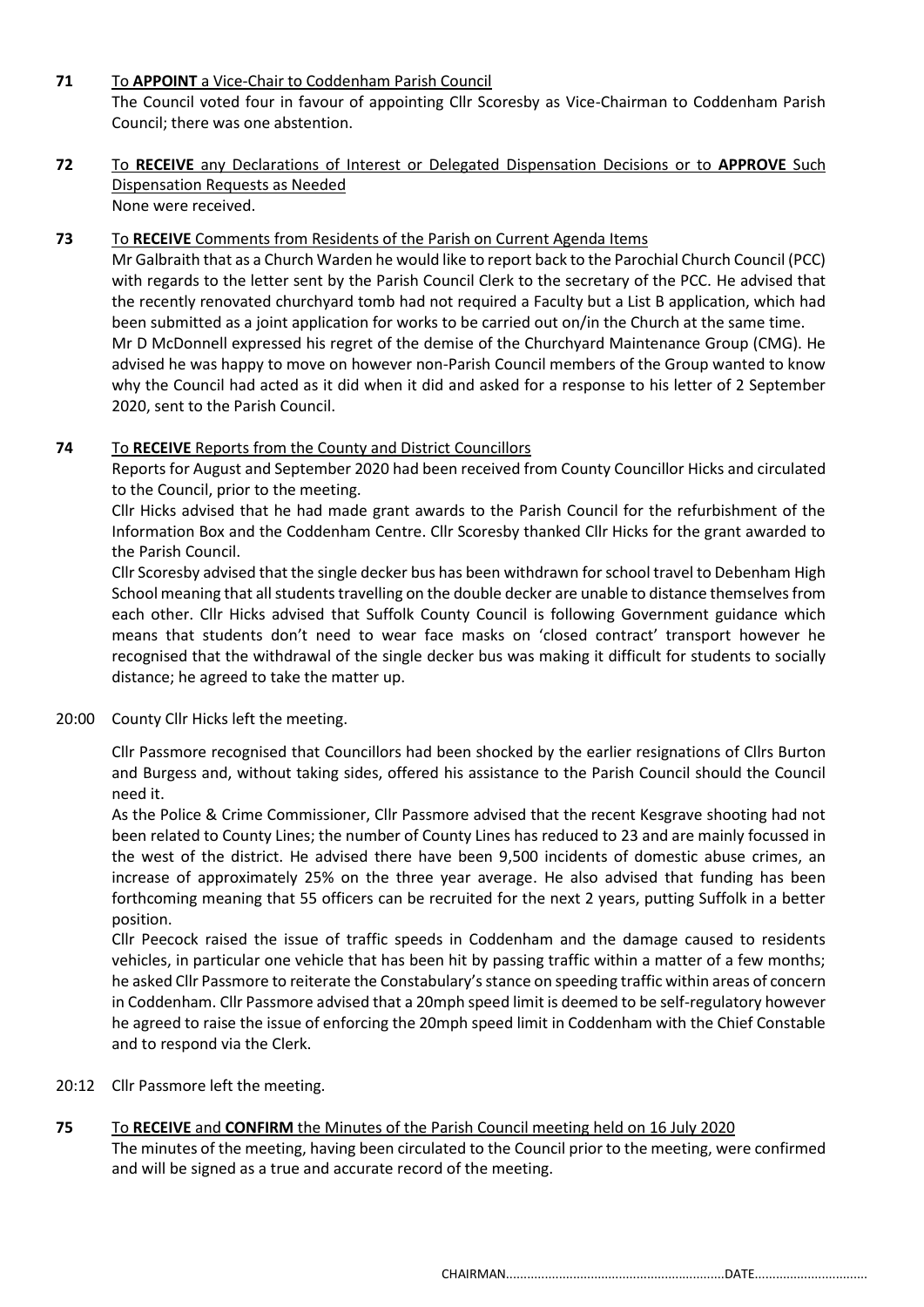**71** To **APPOINT** a Vice-Chair to Coddenham Parish Council

The Council voted four in favour of appointing Cllr Scoresby as Vice-Chairman to Coddenham Parish Council; there was one abstention.

**72** To **RECEIVE** any Declarations of Interest or Delegated Dispensation Decisions or to **APPROVE** Such Dispensation Requests as Needed

None were received.

**73** To **RECEIVE** Comments from Residents of the Parish on Current Agenda Items

Mr Galbraith that as a Church Warden he would like to report back to the Parochial Church Council (PCC) with regards to the letter sent by the Parish Council Clerk to the secretary of the PCC. He advised that the recently renovated churchyard tomb had not required a Faculty but a List B application, which had been submitted as a joint application for works to be carried out on/in the Church at the same time.

Mr D McDonnell expressed his regret of the demise of the Churchyard Maintenance Group (CMG). He advised he was happy to move on however non-Parish Council members of the Group wanted to know why the Council had acted as it did when it did and asked for a response to his letter of 2 September 2020, sent to the Parish Council.

**74** To **RECEIVE** Reports from the County and District Councillors

Reports for August and September 2020 had been received from County Councillor Hicks and circulated to the Council, prior to the meeting.

Cllr Hicks advised that he had made grant awards to the Parish Council for the refurbishment of the Information Box and the Coddenham Centre. Cllr Scoresby thanked Cllr Hicks for the grant awarded to the Parish Council.

Cllr Scoresby advised that the single decker bus has been withdrawn for school travel to Debenham High School meaning that all students travelling on the double decker are unable to distance themselves from each other. Cllr Hicks advised that Suffolk County Council is following Government guidance which means that students don't need to wear face masks on 'closed contract' transport however he recognised that the withdrawal of the single decker bus was making it difficult for students to socially distance; he agreed to take the matter up.

20:00 County Cllr Hicks left the meeting.

Cllr Passmore recognised that Councillors had been shocked by the earlier resignations of Cllrs Burton and Burgess and, without taking sides, offered his assistance to the Parish Council should the Council need it.

As the Police & Crime Commissioner, Cllr Passmore advised that the recent Kesgrave shooting had not been related to County Lines; the number of County Lines has reduced to 23 and are mainly focussed in the west of the district. He advised there have been 9,500 incidents of domestic abuse crimes, an increase of approximately 25% on the three year average. He also advised that funding has been forthcoming meaning that 55 officers can be recruited for the next 2 years, putting Suffolk in a better position.

Cllr Peecock raised the issue of traffic speeds in Coddenham and the damage caused to residents vehicles, in particular one vehicle that has been hit by passing traffic within a matter of a few months; he asked Cllr Passmore to reiterate the Constabulary's stance on speeding traffic within areas of concern in Coddenham. Cllr Passmore advised that a 20mph speed limit is deemed to be self-regulatory however he agreed to raise the issue of enforcing the 20mph speed limit in Coddenham with the Chief Constable and to respond via the Clerk.

20:12 Cllr Passmore left the meeting.

**75** To **RECEIVE** and **CONFIRM** the Minutes of the Parish Council meeting held on 16 July 2020

The minutes of the meeting, having been circulated to the Council prior to the meeting, were confirmed and will be signed as a true and accurate record of the meeting.

CHAIRMAN..............................................................DATE................................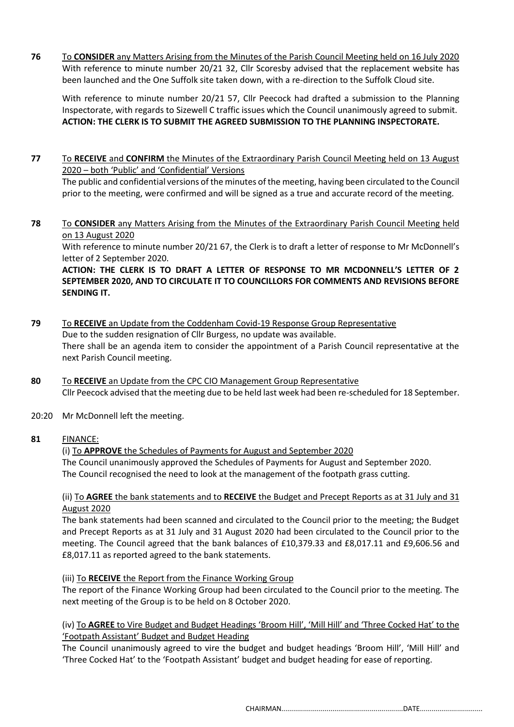**76** To **CONSIDER** any Matters Arising from the Minutes of the Parish Council Meeting held on 16 July 2020

With reference to minute number 20/21 32, Cllr Scoresby advised that the replacement website has been launched and the One Suffolk site taken down, with a re-direction to the Suffolk Cloud site.

With reference to minute number 20/21 57, Cllr Peecock had drafted a submission to the Planning Inspectorate, with regards to Sizewell C traffic issues which the Council unanimously agreed to submit. **ACTION: THE CLERK IS TO SUBMIT THE AGREED SUBMISSION TO THE PLANNING INSPECTORATE.**

**77** To **RECEIVE** and **CONFIRM** the Minutes of the Extraordinary Parish Council Meeting held on 13 August 2020 – both 'Public' and 'Confidential' Versions

The public and confidential versions of the minutes of the meeting, having been circulated to the Council prior to the meeting, were confirmed and will be signed as a true and accurate record of the meeting.

**78** To **CONSIDER** any Matters Arising from the Minutes of the Extraordinary Parish Council Meeting held on 13 August 2020

With reference to minute number 20/21 67, the Clerk is to draft a letter of response to Mr McDonnell's letter of 2 September 2020.

**ACTION: THE CLERK IS TO DRAFT A LETTER OF RESPONSE TO MR MCDONNELL'S LETTER OF 2 SEPTEMBER 2020, AND TO CIRCULATE IT TO COUNCILLORS FOR COMMENTS AND REVISIONS BEFORE SENDING IT.**

**79** To **RECEIVE** an Update from the Coddenham Covid-19 Response Group Representative

Due to the sudden resignation of Cllr Burgess, no update was available.

There shall be an agenda item to consider the appointment of a Parish Council representative at the next Parish Council meeting.

**80** To **RECEIVE** an Update from the CPC CIO Management Group Representative

Cllr Peecock advised that the meeting due to be held last week had been re-scheduled for 18 September.

20:20 Mr McDonnell left the meeting.

**81** FINANCE:

(i) To **APPROVE** the Schedules of Payments for August and September 2020

The Council unanimously approved the Schedules of Payments for August and September 2020.

The Council recognised the need to look at the management of the footpath grass cutting.

(ii) To **AGREE** the bank statements and to **RECEIVE** the Budget and Precept Reports as at 31 July and 31 August 2020

The bank statements had been scanned and circulated to the Council prior to the meeting; the Budget and Precept Reports as at 31 July and 31 August 2020 had been circulated to the Council prior to the meeting. The Council agreed that the bank balances of £10,379.33 and £8,017.11 and £9,606.56 and £8,017.11 as reported agreed to the bank statements.

(iii) To **RECEIVE** the Report from the Finance Working Group

The report of the Finance Working Group had been circulated to the Council prior to the meeting. The next meeting of the Group is to be held on 8 October 2020.

(iv) To **AGREE** to Vire Budget and Budget Headings 'Broom Hill', 'Mill Hill' and 'Three Cocked Hat' to the 'Footpath Assistant' Budget and Budget Heading

The Council unanimously agreed to vire the budget and budget headings 'Broom Hill', 'Mill Hill' and 'Three Cocked Hat' to the 'Footpath Assistant' budget and budget heading for ease of reporting.

CHAIRMAN..............................................................DATE................................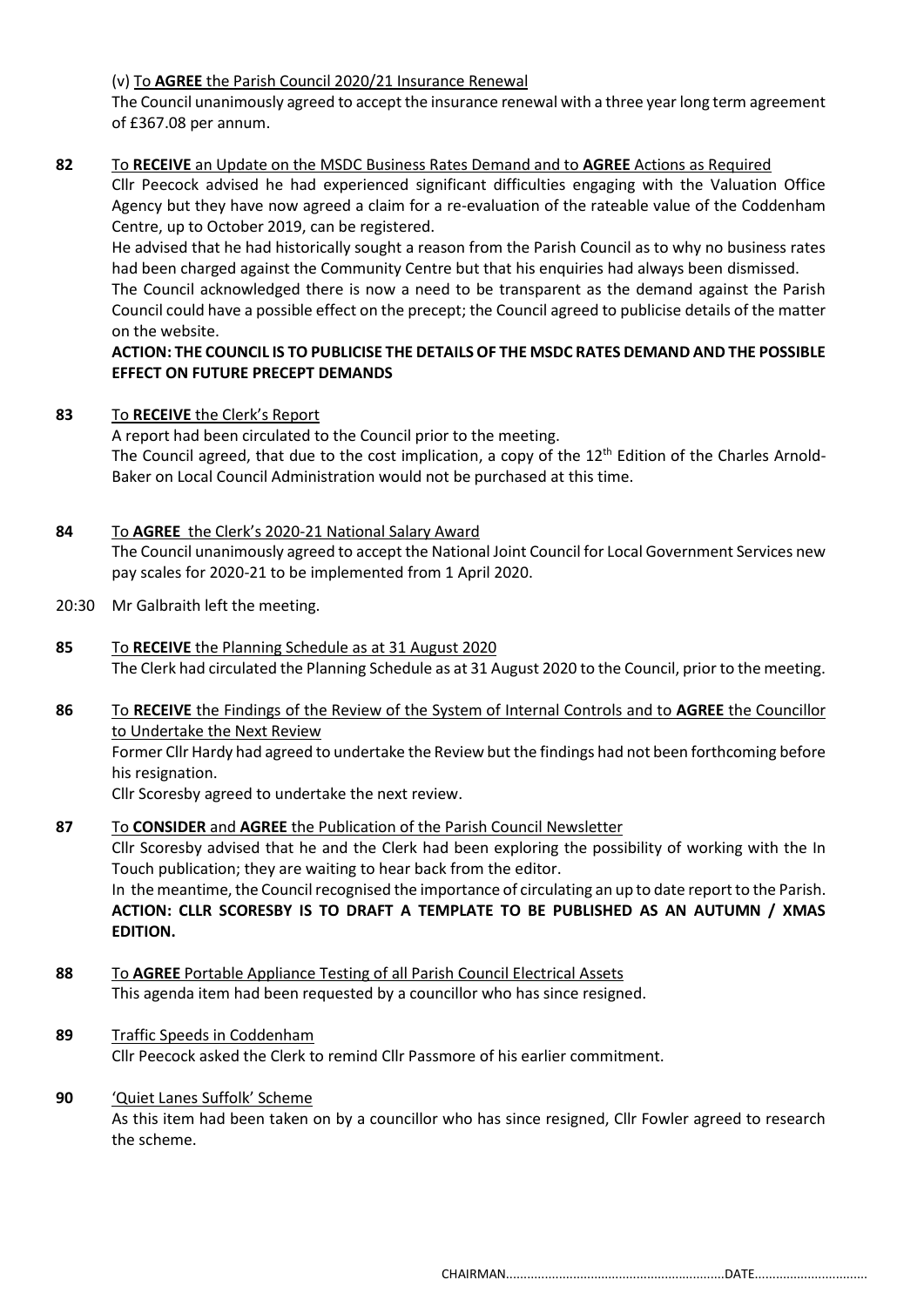(v) <u>To **AGREE** the Parish Council 2020/21 Insurance Renewal</u>

The Council unanimously agreed to accept the insurance renewal with a three year long term agreement of £367.08 per annum.

**82** <u>To **RECEIVE** an Update on the MSDC Business Rates Demand and to **AGREE** Actions as Required</u>

Cllr Peecock advised he had experienced significant difficulties engaging with the Valuation Office Agency but they have now agreed a claim for a re-evaluation of the rateable value of the Coddenham Centre, up to October 2019, can be registered.

He advised that he had historically sought a reason from the Parish Council as to why no business rates had been charged against the Community Centre but that his enquiries had always been dismissed.

The Council acknowledged there is now a need to be transparent as the demand against the Parish Council could have a possible effect on the precept; the Council agreed to publicise details of the matter on the website.

**ACTION: THE COUNCIL IS TO PUBLICISE THE DETAILS OF THE MSDC RATES DEMAND AND THE POSSIBLE EFFECT ON FUTURE PRECEPT DEMANDS**

**83** <u>To **RECEIVE** the Clerk's Report</u>

A report had been circulated to the Council prior to the meeting.

The Council agreed, that due to the cost implication, a copy of the 12th Edition of the Charles Arnold-Baker on Local Council Administration would not be purchased at this time.

**84** <u>To **AGREE** the Clerk's 2020-21 National Salary Award</u>

The Council unanimously agreed to accept the National Joint Council for Local Government Services new pay scales for 2020-21 to be implemented from 1 April 2020.

20:30 Mr Galbraith left the meeting.

**85** <u>To **RECEIVE** the Planning Schedule as at 31 August 2020</u>

The Clerk had circulated the Planning Schedule as at 31 August 2020 to the Council, prior to the meeting.

**86** <u>To **RECEIVE** the Findings of the Review of the System of Internal Controls and to **AGREE** the Councillor to Undertake the Next Review</u>

Former Cllr Hardy had agreed to undertake the Review but the findings had not been forthcoming before his resignation.

Cllr Scoresby agreed to undertake the next review.

**87** <u>To **CONSIDER** and **AGREE** the Publication of the Parish Council Newsletter</u>

Cllr Scoresby advised that he and the Clerk had been exploring the possibility of working with the In Touch publication; they are waiting to hear back from the editor.

In the meantime, the Council recognised the importance of circulating an up to date report to the Parish.

**ACTION: CLLR SCORESBY IS TO DRAFT A TEMPLATE TO BE PUBLISHED AS AN AUTUMN / XMAS EDITION.**

**88** <u>To **AGREE** Portable Appliance Testing of all Parish Council Electrical Assets</u>

This agenda item had been requested by a councillor who has since resigned.

**89** <u>Traffic Speeds in Coddenham</u>

Cllr Peecock asked the Clerk to remind Cllr Passmore of his earlier commitment.

**90** <u>'Quiet Lanes Suffolk' Scheme</u>

As this item had been taken on by a councillor who has since resigned, Cllr Fowler agreed to research the scheme.

CHAIRMAN..............................................................DATE................................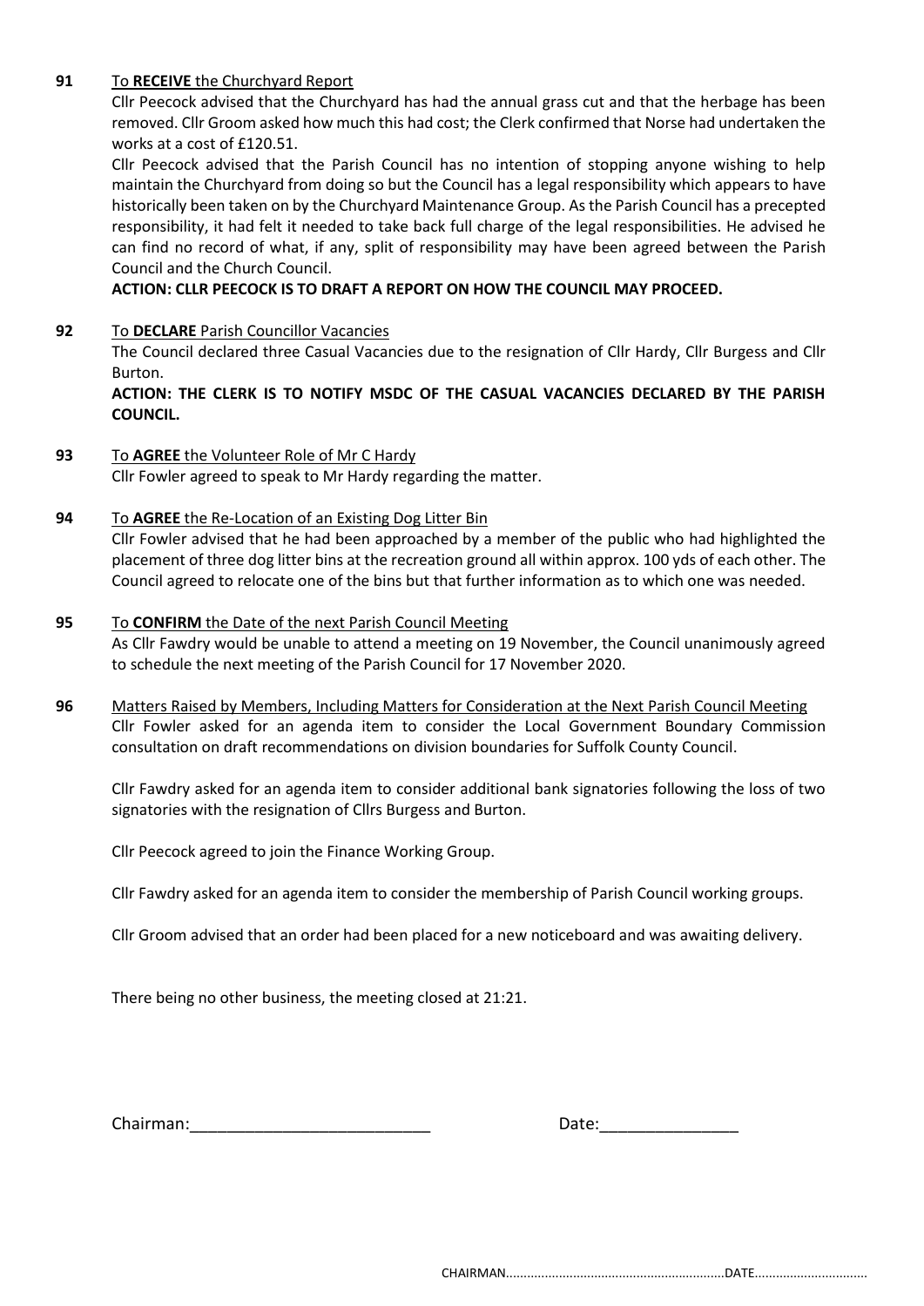**91** To **RECEIVE** the Churchyard Report

Cllr Peecock advised that the Churchyard has had the annual grass cut and that the herbage has been removed. Cllr Groom asked how much this had cost; the Clerk confirmed that Norse had undertaken the works at a cost of £120.51.

Cllr Peecock advised that the Parish Council has no intention of stopping anyone wishing to help maintain the Churchyard from doing so but the Council has a legal responsibility which appears to have historically been taken on by the Churchyard Maintenance Group. As the Parish Council has a precepted responsibility, it had felt it needed to take back full charge of the legal responsibilities. He advised he can find no record of what, if any, split of responsibility may have been agreed between the Parish Council and the Church Council.

**ACTION: CLLR PEECOCK IS TO DRAFT A REPORT ON HOW THE COUNCIL MAY PROCEED.**

**92** To **DECLARE** Parish Councillor Vacancies

The Council declared three Casual Vacancies due to the resignation of Cllr Hardy, Cllr Burgess and Cllr Burton.

**ACTION: THE CLERK IS TO NOTIFY MSDC OF THE CASUAL VACANCIES DECLARED BY THE PARISH COUNCIL.**

**93** To **AGREE** the Volunteer Role of Mr C Hardy

Cllr Fowler agreed to speak to Mr Hardy regarding the matter.

**94** To **AGREE** the Re-Location of an Existing Dog Litter Bin

Cllr Fowler advised that he had been approached by a member of the public who had highlighted the placement of three dog litter bins at the recreation ground all within approx. 100 yds of each other. The Council agreed to relocate one of the bins but that further information as to which one was needed.

**95** To **CONFIRM** the Date of the next Parish Council Meeting

As Cllr Fawdry would be unable to attend a meeting on 19 November, the Council unanimously agreed to schedule the next meeting of the Parish Council for 17 November 2020.

**96** Matters Raised by Members, Including Matters for Consideration at the Next Parish Council Meeting

Cllr Fowler asked for an agenda item to consider the Local Government Boundary Commission consultation on draft recommendations on division boundaries for Suffolk County Council.

Cllr Fawdry asked for an agenda item to consider additional bank signatories following the loss of two signatories with the resignation of Cllrs Burgess and Burton.

Cllr Peecock agreed to join the Finance Working Group.

Cllr Fawdry asked for an agenda item to consider the membership of Parish Council working groups.

Cllr Groom advised that an order had been placed for a new noticeboard and was awaiting delivery.

There being no other business, the meeting closed at 21:21.

Chairman:__________________________ Date:_______________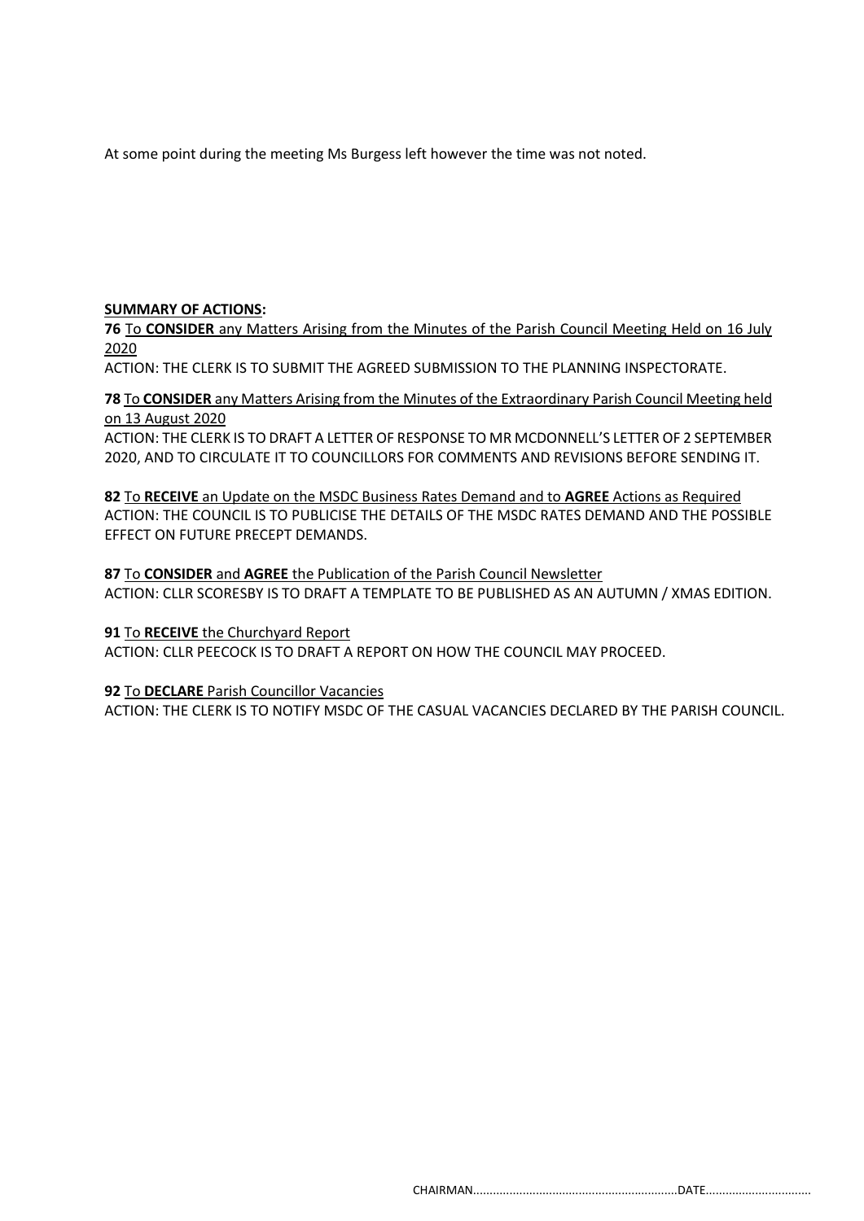At some point during the meeting Ms Burgess left however the time was not noted.

**SUMMARY OF ACTIONS:**

**76** To **CONSIDER** any Matters Arising from the Minutes of the Parish Council Meeting Held on 16 July 2020

ACTION: THE CLERK IS TO SUBMIT THE AGREED SUBMISSION TO THE PLANNING INSPECTORATE.

**78** To **CONSIDER** any Matters Arising from the Minutes of the Extraordinary Parish Council Meeting held on 13 August 2020

ACTION: THE CLERK IS TO DRAFT A LETTER OF RESPONSE TO MR MCDONNELL'S LETTER OF 2 SEPTEMBER 2020, AND TO CIRCULATE IT TO COUNCILLORS FOR COMMENTS AND REVISIONS BEFORE SENDING IT.

**82** To **RECEIVE** an Update on the MSDC Business Rates Demand and to **AGREE** Actions as Required

ACTION: THE COUNCIL IS TO PUBLICISE THE DETAILS OF THE MSDC RATES DEMAND AND THE POSSIBLE EFFECT ON FUTURE PRECEPT DEMANDS.

**87** To **CONSIDER** and **AGREE** the Publication of the Parish Council Newsletter

ACTION: CLLR SCORESBY IS TO DRAFT A TEMPLATE TO BE PUBLISHED AS AN AUTUMN / XMAS EDITION.

**91** To **RECEIVE** the Churchyard Report

ACTION: CLLR PEECOCK IS TO DRAFT A REPORT ON HOW THE COUNCIL MAY PROCEED.

**92** To **DECLARE** Parish Councillor Vacancies

ACTION: THE CLERK IS TO NOTIFY MSDC OF THE CASUAL VACANCIES DECLARED BY THE PARISH COUNCIL.

CHAIRMAN.............................................................DATE................................